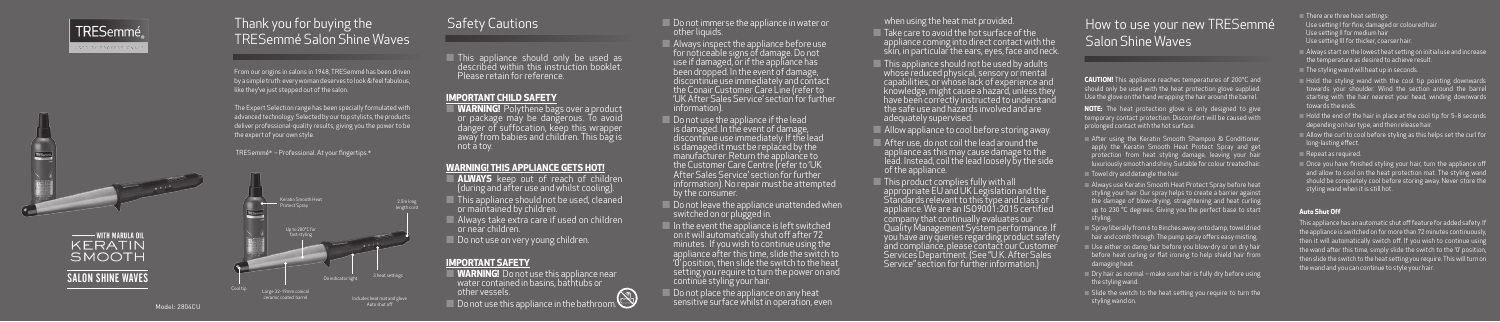# Thank you for buying the TRESemmé Salon Shine Waves

From our origins in salons in 1948, TRESemmé has been driven by a simple truth: every woman deserves to look & feel fabulous, like they've just stepped out of the salon.

The Expert Selection range has been specially formulated with advanced technology. Selected by our top stylists, the products deliver professional-quality results, giving you the power to be the expert of your own style.

TRESemmé® – Professional. At your fingertips.®

TRESemmé

WITH MARULA OIL KERATIN SMOOTH

SALON SHINE WAVES

Keratin Smooth Heat Protect Spray

2.5m long length cord

Up to 200°C for lush styling

On indicator light

3 heat settings

Cool tip

Large 32-19mm conical ceramic coated barrel

Includes heat resistant glove

Auto shut off

Model: 2804CU

## Safety Cautions

- This appliance should only be used as described within this instruction booklet. Please retain for reference.

### IMPORTANT CHILD SAFETY

- **WARNING!** Polythene bags over a product or package may be dangerous. To avoid danger of suffocation, keep this wrapper away from babies and children. This bag is not a toy.

### WARNING! THIS APPLIANCE GETS HOT!

- **ALWAYS** keep out of reach of children (during and after use and whilst cooling).
- This appliance should not be used, cleaned or maintained by children.
- Always take extra care if used on children or near children.
- Do not use on very young children.

### IMPORTANT SAFETY

- **WARNING!** Do not use this appliance near water contained in basins, bathtubs or other vessels.
- Do not use this appliance in the bathroom.
- Do not immerse the appliance in water or other liquids.
- Always inspect the appliance before use for noticeable signs of damage. Do not use if damaged, or if the appliance has been dropped. In the event of damage, discontinue use immediately and contact the Conair Customer Care Line (refer to 'UK After Sales Service' section for further information).
- Do not use the appliance if the lead is damaged. In the event of damage, discontinue use immediately. If the lead is damaged it must be replaced by the manufacturer. Return the appliance to the Customer Care Centre (refer to 'UK After Sales Service' section for further information). No repair must be attempted by the consumer.
- Do not leave the appliance unattended when switched on or plugged in.
- In the event the appliance is left switched on it will automatically shut off after 72 minutes. If you wish to continue using the appliance after this time, slide the switch to '0' position, then slide the switch to the heat setting you require to turn the power on and continue styling your hair.
- Do not place the appliance on any heat sensitive surface whilst in operation, even when using the heat mat provided.
- Take care to avoid the hot surface of the appliance coming into direct contact with the skin, in particular the ears, eyes, face and neck.
- This appliance should not be used by adults whose reduced physical, sensory or mental capabilities, or whose lack of experience and knowledge, might cause a hazard, unless they have been correctly instructed to understand the safe use and hazards involved and are adequately supervised.
- Allow appliance to cool before storing away.
- After use, do not coil the lead around the appliance as this may cause damage to the lead. Instead, coil the lead loosely by the side of the appliance.
- This product complies fully with all appropriate EU and UK Legislation and the Standards relevant to this type and class of appliance. We are an ISO9001:2015 certified company that continually evaluates our Quality Management System performance. If you have any queries regarding product safety and compliance, please contact our Customer Services Department. (See "U.K. After Sales Service" section for further information.)

# How to use your new TRESemmé Salon Shine Waves

**CAUTION!** This appliance reaches temperatures of 200°C and should only be used with the heat protection glove supplied. Use the glove on the hand wrapping the hair around the barrel.

**NOTE:** The heat protection glove is only designed to give temporary contact protection. Discomfort will be caused with prolonged contact with the hot surface.

- After using the Keratin Smooth Shampoo & Conditioner, apply the Keratin Smooth Heat Protect Spray and get protection from heat styling damage, leaving your hair luxuriously smooth and shiny. Suitable for colour treated hair.
- Towel dry and detangle the hair.
- Always use Keratin Smooth Heat Protect Spray before heat styling your hair. Our spray helps to create a barrier against the damage of blow-drying, straightening and heat curling up to 230 °C degrees. Giving you the perfect base to start styling.
- Spray liberally from 6 to 8 inches away onto damp, towel dried hair and comb through. The pump spray offers easy misting.
- Use either on damp hair before you blow-dry or on dry hair before heat curling or flat ironing to help shield hair from damaging heat.
- Dry hair as normal – make sure hair is fully dry before using the styling wand.
- Slide the switch to the heat setting you require to turn the styling wand on.
- There are three heat settings:
  Use setting I for fine, damaged or coloured hair
  Use setting II for medium hair
  Use setting III for thicker, coarser hair
- Always start on the lowest heat setting on initial use and increase the temperature as desired to achieve result.
- The styling wand will heat up in seconds.
- Hold the styling wand with the cool tip pointing downwards towards your shoulder. Wind the section around the barrel starting with the hair nearest your head, winding downwards towards the ends.
- Hold the end of the hair in place at the cool tip for 5-8 seconds depending on hair type, and then release hair.
- Allow the curl to cool before styling as this helps set the curl for long-lasting effect.
- Repeat as required.
- Once you have finished styling your hair, turn the appliance off and allow to cool on the heat protection mat. The styling wand should be completely cool before storing away. Never store the styling wand when it is still hot.

#### Auto Shut Off

This appliance has an automatic shut off feature for added safety. If the appliance is switched on for more than 72 minutes continuously, then it will automatically switch off. If you wish to continue using the wand after this time, simply slide the switch to the '0' position, then slide the switch to the heat setting you require. This will turn on the wand and you can continue to style your hair.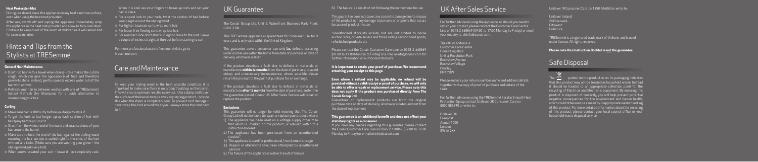### Heat Protection Mat

During use do not place this appliance on any heat sensitive surface, even when using the heat mat provided.

After use, switch off and unplug the appliance. Immediately wrap the appliance in the heat mat provided and allow to fully cool down. Continue to keep it out of the reach of children as it will remain hot for several minutes.

## Hints and Tips from the Stylists at TRESemmé

### General Hair Maintenance

- Don't rub hair with a towel when drying – this makes the cuticle rough, which can give the appearance of frizz and therefore prevents shine. Instead, gently squeeze excess water out of the hair with a towel.
- Refresh your hair in between washes with one of TRESemmé's Instant Refresh Dry Shampoos for a quick alternative to shampooing your hair.

### Curling

- Make sure hair is 100% dry before you begin to style it.
- To get the look to last longer, spray each section of hair with hairspray before you curl it.
- Start from the widest end of the wand and wrap sections of your hair around the barrel.
- Make sure to hold the end of the hair against the styling wand ensuring the hair section is curled right to the ends of the hair without any kinks. (Make sure you are wearing your glove – the styling wand gets very hot).
- When you've created your curl – leave it to completely cool. When it is cool use your fingers to break up curls and set your hair in place.
- For a spiral look to your curls, twist the section of hair before wrapping it around the styling wand.
- For tighter, bouncier curls, wrap more hair.
- For loose, free flowing curls, wrap less hair.
- For a modern look don't start curling too close to the root. Leave a couple of inches straight at the root before starting to curl.

For more professional secrets from our stylists go to tresemme.com.

## Care and Maintenance

To keep your styling wand in the best possible condition, it is important to make sure there is no product build up on the barrel. This will ensure optimum results, every use. Use a damp cloth over the surface of the barrel to wipe away any styling product – only do this when the styer is completely cool. To prevent cord damage – never wrap the cord around the styler – always store the cord next to it.

## UK Guarantee

The Conair Group Ltd, Unit 3, Waterfront Business Park, Fleet, GU51 3TW

This TRESemmé appliance is guaranteed for consumer use for 3 years and is only valid within the United Kingdom.

This guarantee covers consumer use only **i.e.** defects occurring under normal use within the home from date of purchase or date of delivery, whichever is later.

If the product develops a fault due to defects in materials or manufacture **within 12 months** from the date of purchase, to avoid delays and unnecessary inconvenience, where possible please return the product to the point of purchase for an exchange.

If the product develops a fault due to defects in materials or manufacture **after 12 months** from the date of purchase, and within the guarantee period, Conair UK After Sales Service will repair or replace the product.

### Exclusions

This guarantee will no longer be valid meaning that The Conair Group Ltd will not be liable to repair or replace your product where:

1.) The appliance has been used on a voltage supply other than that which is marked on the product, or advised within this instruction booklet
2.) The appliance has been purchased from an unauthorised stockist*
3.) The appliance is used for professional / non domestic usage
4.) Repairs or alterations have been attempted by unauthorised persons
5.) The failure of the appliance is a direct result of misuse
6.) The failure is a result of not following the instructions for use

This guarantee does not cover any cosmetic damage due to misuse of the product nor any damage to persons or property that occurs because of product misuse.

*unauthorised stockists include, but are not limited to online auction sites, private sellers and those selling second hand goods, refurbished products etc.

Please contact the Conair Customer Care Line on 0345 2 668869 (09:00 to 17:00 Monday to Friday) or e-mail ukinfo@conair.com for further information on authorised stockists.

**It is important to retain your proof of purchase. We recommend attaching your receipt to this page.**

**Even where a refund may be applicable, no refund will be provided without a valid receipt or proof of purchase, we will only be able to offer a repair or replacement service. Please note this does not apply if the product was purchased directly from The Conair Group Ltd.**

Guarantees on replacement products run from the original purchase date or date of delivery, whichever is later, and not from the date of replacement.

**This guarantee is an additional benefit and does not affect your statutory rights as a consumer.**

If you have any queries regarding this guarantee please contact the Conair Customer Care Line on 0345 2 668869 (09:00 to 17:00 Monday to Friday) or e-mail ukinfo@conair.com

## UK After Sales Service

For further advice on using the appliance or should you need to return your product, please contact the Customer Care Centre Line on 0345 2 668869 (09:00 to 17:00 Monday to Friday) or email your enquiry to ukinfo@conair.com.

The return address is:
Customer Care Centre
Conair Logistics
Unit 4, Revolution Park
Buckshaw Avenue
Buckshaw Village
Chorley
PR7 7DW

Please enclose your returns number, name and address details, together with a copy of proof of purchase and details of the 'fault'.

For further advice on using the TRESemmé Keratin Smooth Heat Protection Spray, contact Unilever UK Consumer Care on 0800 585895 or write to:

Unilever UK
Freepost
Admail 1000
London
SW1A 2XX

Unilever IR Consumer Care on 1850 404060 or write to:

Unilever Ireland
20 Riverwalk
Citywest
Dublin 24

TRESemmé is a registered trade mark of Unilever and is used under license. All rights reserved.

**Please note this Instruction Booklet is not the guarantee.**

## Safe Disposal

The symbol on the product or on its packaging indicates that this product may not be treated as household waste. Instead it should be handed to an appropriate collection point for the recycling of Electrical and Electronic equipment. By ensuring this product is disposed of correctly, you will help prevent potential negative consequences for the environment and human health, which could otherwise be caused by inappropriate waste handling of this product. For more detailed information about the recycling of this product, please contact your local council office or your household waste disposal service.